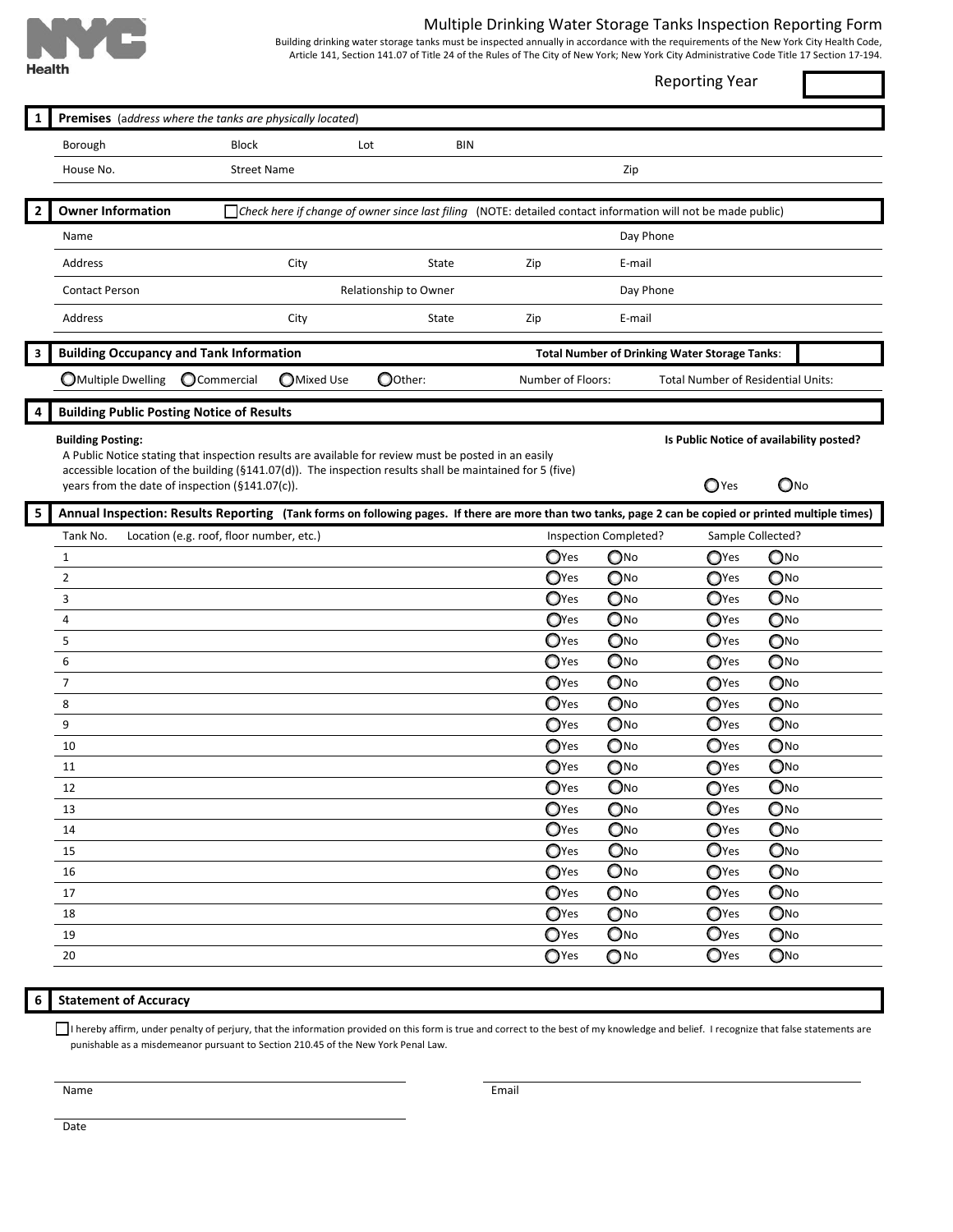NYC Health

# Multiple Drinking Water Storage Tanks Inspection Reporting Form

Building drinking water storage tanks must be inspected annually in accordance with the requirements of the New York City Health Code, Article 141, Section 141.07 of Title 24 of the Rules of The City of New York; New York City Administrative Code Title 17 Section 17-194.

Reporting Year

## 1 Premises (*address where the tanks are physically located*)

Borough | Block | Lot | BIN

House No. | Street Name | Zip

## 2 Owner Information

☐ *Check here if change of owner since last filing* (NOTE: detailed contact information will not be made public)

Name | Day Phone

Address | City | State | Zip | E-mail

Contact Person | Relationship to Owner | Day Phone

Address | City | State | Zip | E-mail

## 3 Building Occupancy and Tank Information

**Total Number of Drinking Water Storage Tanks**:

○ Multiple Dwelling ○ Commercial ○ Mixed Use ○ Other: | Number of Floors: | Total Number of Residential Units:

## 4 Building Public Posting Notice of Results

**Building Posting:**

A Public Notice stating that inspection results are available for review must be posted in an easily accessible location of the building (§141.07(d)). The inspection results shall be maintained for 5 (five) years from the date of inspection (§141.07(c)).

**Is Public Notice of availability posted?** ○ Yes ○ No

## 5 Annual Inspection: Results Reporting (Tank forms on following pages. If there are more than two tanks, page 2 can be copied or printed multiple times)

| Tank No. | Location (e.g. roof, floor number, etc.) | Inspection Completed? | Sample Collected? |
|---|---|---|---|
| 1 | | ○ Yes ○ No | ○ Yes ○ No |
| 2 | | ○ Yes ○ No | ○ Yes ○ No |
| 3 | | ○ Yes ○ No | ○ Yes ○ No |
| 4 | | ○ Yes ○ No | ○ Yes ○ No |
| 5 | | ○ Yes ○ No | ○ Yes ○ No |
| 6 | | ○ Yes ○ No | ○ Yes ○ No |
| 7 | | ○ Yes ○ No | ○ Yes ○ No |
| 8 | | ○ Yes ○ No | ○ Yes ○ No |
| 9 | | ○ Yes ○ No | ○ Yes ○ No |
| 10 | | ○ Yes ○ No | ○ Yes ○ No |
| 11 | | ○ Yes ○ No | ○ Yes ○ No |
| 12 | | ○ Yes ○ No | ○ Yes ○ No |
| 13 | | ○ Yes ○ No | ○ Yes ○ No |
| 14 | | ○ Yes ○ No | ○ Yes ○ No |
| 15 | | ○ Yes ○ No | ○ Yes ○ No |
| 16 | | ○ Yes ○ No | ○ Yes ○ No |
| 17 | | ○ Yes ○ No | ○ Yes ○ No |
| 18 | | ○ Yes ○ No | ○ Yes ○ No |
| 19 | | ○ Yes ○ No | ○ Yes ○ No |
| 20 | | ○ Yes ○ No | ○ Yes ○ No |

## 6 Statement of Accuracy

☐ I hereby affirm, under penalty of perjury, that the information provided on this form is true and correct to the best of my knowledge and belief. I recognize that false statements are punishable as a misdemeanor pursuant to Section 210.45 of the New York Penal Law.

Name

Email

Date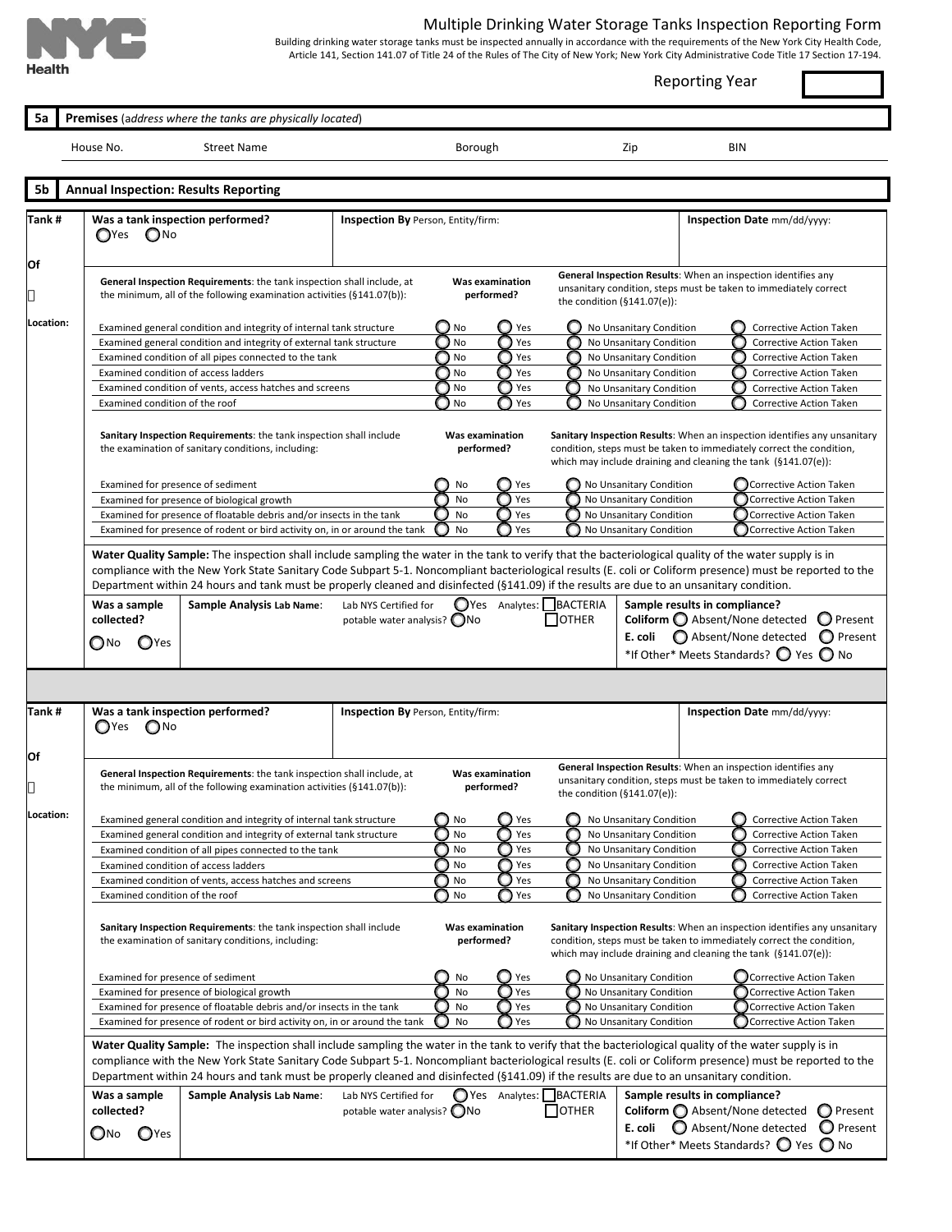# Multiple Drinking Water Storage Tanks Inspection Reporting Form

Building drinking water storage tanks must be inspected annually in accordance with the requirements of the New York City Health Code, Article 141, Section 141.07 of Title 24 of the Rules of The City of New York; New York City Administrative Code Title 17 Section 17-194.

Reporting Year

## 5a Premises (*address where the tanks are physically located*)

| House No. | Street Name | Borough | Zip | BIN |
|---|---|---|---|---|
| | | | | |

## 5b Annual Inspection: Results Reporting

**Tank #**

**Of**

**Location:**

**Was a tank inspection performed?** ◯ Yes ◯ No

**Inspection By** Person, Entity/firm:

**Inspection Date** mm/dd/yyyy:

| **General Inspection Requirements**: the tank inspection shall include, at the minimum, all of the following examination activities (§141.07(b)): | **Was examination performed?** | | **General Inspection Results**: When an inspection identifies any unsanitary condition, steps must be taken to immediately correct the condition (§141.07(e)): | |
|---|---|---|---|---|
| Examined general condition and integrity of internal tank structure | ◯ No | ◯ Yes | ◯ No Unsanitary Condition | ◯ Corrective Action Taken |
| Examined general condition and integrity of external tank structure | ◯ No | ◯ Yes | ◯ No Unsanitary Condition | ◯ Corrective Action Taken |
| Examined condition of all pipes connected to the tank | ◯ No | ◯ Yes | ◯ No Unsanitary Condition | ◯ Corrective Action Taken |
| Examined condition of access ladders | ◯ No | ◯ Yes | ◯ No Unsanitary Condition | ◯ Corrective Action Taken |
| Examined condition of vents, access hatches and screens | ◯ No | ◯ Yes | ◯ No Unsanitary Condition | ◯ Corrective Action Taken |
| Examined condition of the roof | ◯ No | ◯ Yes | ◯ No Unsanitary Condition | ◯ Corrective Action Taken |

| **Sanitary Inspection Requirements**: the tank inspection shall include the examination of sanitary conditions, including: | **Was examination performed?** | | **Sanitary Inspection Results**: When an inspection identifies any unsanitary condition, steps must be taken to immediately correct the condition, which may include draining and cleaning the tank (§141.07(e)): | |
|---|---|---|---|---|
| Examined for presence of sediment | ◯ No | ◯ Yes | ◯ No Unsanitary Condition | ◯ Corrective Action Taken |
| Examined for presence of biological growth | ◯ No | ◯ Yes | ◯ No Unsanitary Condition | ◯ Corrective Action Taken |
| Examined for presence of floatable debris and/or insects in the tank | ◯ No | ◯ Yes | ◯ No Unsanitary Condition | ◯ Corrective Action Taken |
| Examined for presence of rodent or bird activity on, in or around the tank | ◯ No | ◯ Yes | ◯ No Unsanitary Condition | ◯ Corrective Action Taken |

**Water Quality Sample:** The inspection shall include sampling the water in the tank to verify that the bacteriological quality of the water supply is in compliance with the New York State Sanitary Code Subpart 5-1. Noncompliant bacteriological results (E. coli or Coliform presence) must be reported to the Department within 24 hours and tank must be properly cleaned and disinfected (§141.09) if the results are due to an unsanitary condition.

**Was a sample collected?** ◯ No ◯ Yes

**Sample Analysis Lab Name**:

Lab NYS Certified for potable water analysis? ◯ Yes ◯ No

Analytes: ☐ BACTERIA ☐ OTHER

**Sample results in compliance?**
**Coliform** ◯ Absent/None detected ◯ Present
**E. coli** ◯ Absent/None detected ◯ Present
*If Other* Meets Standards? ◯ Yes ◯ No

---

**Tank #**

**Of**

**Location:**

**Was a tank inspection performed?** ◯ Yes ◯ No

**Inspection By** Person, Entity/firm:

**Inspection Date** mm/dd/yyyy:

| **General Inspection Requirements**: the tank inspection shall include, at the minimum, all of the following examination activities (§141.07(b)): | **Was examination performed?** | | **General Inspection Results**: When an inspection identifies any unsanitary condition, steps must be taken to immediately correct the condition (§141.07(e)): | |
|---|---|---|---|---|
| Examined general condition and integrity of internal tank structure | ◯ No | ◯ Yes | ◯ No Unsanitary Condition | ◯ Corrective Action Taken |
| Examined general condition and integrity of external tank structure | ◯ No | ◯ Yes | ◯ No Unsanitary Condition | ◯ Corrective Action Taken |
| Examined condition of all pipes connected to the tank | ◯ No | ◯ Yes | ◯ No Unsanitary Condition | ◯ Corrective Action Taken |
| Examined condition of access ladders | ◯ No | ◯ Yes | ◯ No Unsanitary Condition | ◯ Corrective Action Taken |
| Examined condition of vents, access hatches and screens | ◯ No | ◯ Yes | ◯ No Unsanitary Condition | ◯ Corrective Action Taken |
| Examined condition of the roof | ◯ No | ◯ Yes | ◯ No Unsanitary Condition | ◯ Corrective Action Taken |

| **Sanitary Inspection Requirements**: the tank inspection shall include the examination of sanitary conditions, including: | **Was examination performed?** | | **Sanitary Inspection Results**: When an inspection identifies any unsanitary condition, steps must be taken to immediately correct the condition, which may include draining and cleaning the tank (§141.07(e)): | |
|---|---|---|---|---|
| Examined for presence of sediment | ◯ No | ◯ Yes | ◯ No Unsanitary Condition | ◯ Corrective Action Taken |
| Examined for presence of biological growth | ◯ No | ◯ Yes | ◯ No Unsanitary Condition | ◯ Corrective Action Taken |
| Examined for presence of floatable debris and/or insects in the tank | ◯ No | ◯ Yes | ◯ No Unsanitary Condition | ◯ Corrective Action Taken |
| Examined for presence of rodent or bird activity on, in or around the tank | ◯ No | ◯ Yes | ◯ No Unsanitary Condition | ◯ Corrective Action Taken |

**Water Quality Sample:** The inspection shall include sampling the water in the tank to verify that the bacteriological quality of the water supply is in compliance with the New York State Sanitary Code Subpart 5-1. Noncompliant bacteriological results (E. coli or Coliform presence) must be reported to the Department within 24 hours and tank must be properly cleaned and disinfected (§141.09) if the results are due to an unsanitary condition.

**Was a sample collected?** ◯ No ◯ Yes

**Sample Analysis Lab Name**:

Lab NYS Certified for potable water analysis? ◯ Yes ◯ No

Analytes: ☐ BACTERIA ☐ OTHER

**Sample results in compliance?**
**Coliform** ◯ Absent/None detected ◯ Present
**E. coli** ◯ Absent/None detected ◯ Present
*If Other* Meets Standards? ◯ Yes ◯ No